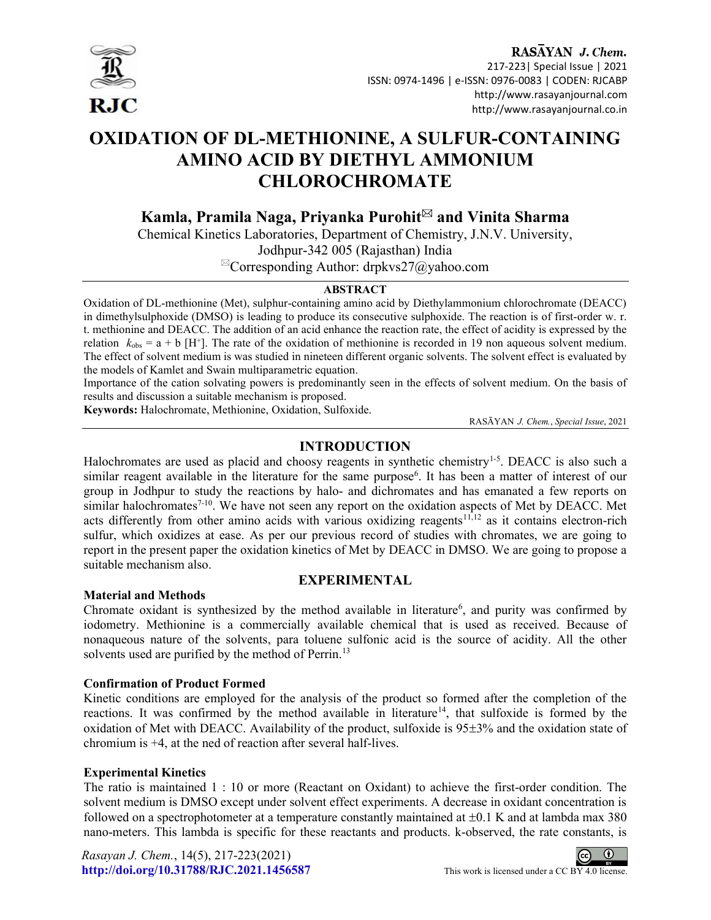# OXIDATION OF DL-METHIONINE, A SULFUR-CONTAINING AMINO ACID BY DIETHYL AMMONIUM CHLOROCHROMATE

**Kamla, Pramila Naga, Priyanka Purohit✉ and Vinita Sharma**

Chemical Kinetics Laboratories, Department of Chemistry, J.N.V. University, Jodhpur-342 005 (Rajasthan) India

✉Corresponding Author: drpkvs27@yahoo.com

## ABSTRACT

Oxidation of DL-methionine (Met), sulphur-containing amino acid by Diethylammonium chlorochromate (DEACC) in dimethylsulphoxide (DMSO) is leading to produce its consecutive sulphoxide. The reaction is of first-order w. r. t. methionine and DEACC. The addition of an acid enhance the reaction rate, the effect of acidity is expressed by the relation $k_{obs} = a + b\,[H^+]$. The rate of the oxidation of methionine is recorded in 19 non aqueous solvent medium. The effect of solvent medium is was studied in nineteen different organic solvents. The solvent effect is evaluated by the models of Kamlet and Swain multiparametric equation.

Importance of the cation solvating powers is predominantly seen in the effects of solvent medium. On the basis of results and discussion a suitable mechanism is proposed.

**Keywords:** Halochromate, Methionine, Oxidation, Sulfoxide.

## INTRODUCTION

Halochromates are used as placid and choosy reagents in synthetic chemistry[1-5]. DEACC is also such a similar reagent available in the literature for the same purpose[6]. It has been a matter of interest of our group in Jodhpur to study the reactions by halo- and dichromates and has emanated a few reports on similar halochromates[7-10]. We have not seen any report on the oxidation aspects of Met by DEACC. Met acts differently from other amino acids with various oxidizing reagents[11,12] as it contains electron-rich sulfur, which oxidizes at ease. As per our previous record of studies with chromates, we are going to report in the present paper the oxidation kinetics of Met by DEACC in DMSO. We are going to propose a suitable mechanism also.

## EXPERIMENTAL

### Material and Methods

Chromate oxidant is synthesized by the method available in literature[6], and purity was confirmed by iodometry. Methionine is a commercially available chemical that is used as received. Because of nonaqueous nature of the solvents, para toluene sulfonic acid is the source of acidity. All the other solvents used are purified by the method of Perrin.[13]

### Confirmation of Product Formed

Kinetic conditions are employed for the analysis of the product so formed after the completion of the reactions. It was confirmed by the method available in literature[14], that sulfoxide is formed by the oxidation of Met with DEACC. Availability of the product, sulfoxide is 95±3% and the oxidation state of chromium is +4, at the ned of reaction after several half-lives.

### Experimental Kinetics

The ratio is maintained 1 : 10 or more (Reactant on Oxidant) to achieve the first-order condition. The solvent medium is DMSO except under solvent effect experiments. A decrease in oxidant concentration is followed on a spectrophotometer at a temperature constantly maintained at ±0.1 K and at lambda max 380 nano-meters. This lambda is specific for these reactants and products. k-observed, the rate constants, is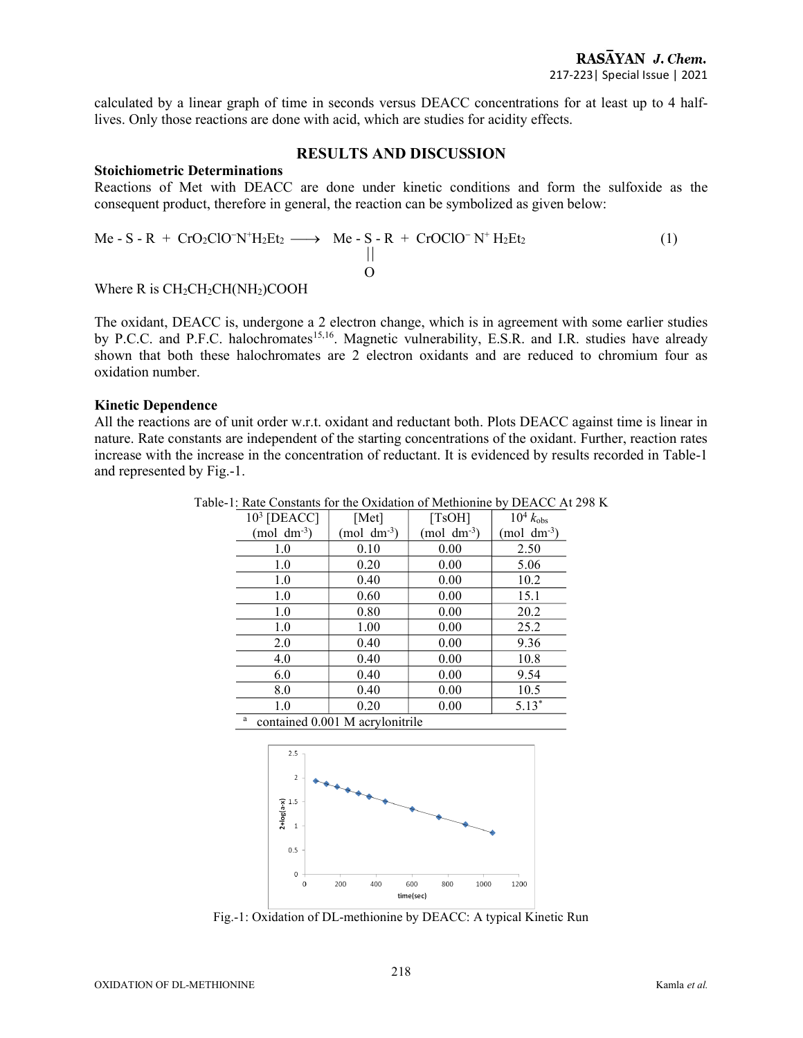calculated by a linear graph of time in seconds versus DEACC concentrations for at least up to 4 half-lives. Only those reactions are done with acid, which are studies for acidity effects.

## RESULTS AND DISCUSSION

### Stoichiometric Determinations

Reactions of Met with DEACC are done under kinetic conditions and form the sulfoxide as the consequent product, therefore in general, the reaction can be symbolized as given below:

$$Me - S - R + CrO_2ClO^{-}N^{+}H_2Et_2 \longrightarrow Me - \underset{\underset{O}{||}}{S} - R + CrOClO^{-}N^{+}H_2Et_2 \quad (1)$$

Where R is $CH_2CH_2CH(NH_2)COOH$

The oxidant, DEACC is, undergone a 2 electron change, which is in agreement with some earlier studies by P.C.C. and P.F.C. halochromates[15,16]. Magnetic vulnerability, E.S.R. and I.R. studies have already shown that both these halochromates are 2 electron oxidants and are reduced to chromium four as oxidation number.

### Kinetic Dependence

All the reactions are of unit order w.r.t. oxidant and reductant both. Plots DEACC against time is linear in nature. Rate constants are independent of the starting concentrations of the oxidant. Further, reaction rates increase with the increase in the concentration of reductant. It is evidenced by results recorded in Table-1 and represented by Fig.-1.

Table-1: Rate Constants for the Oxidation of Methionine by DEACC At 298 K

| $10^3$ [DEACC] (mol $dm^{-3}$) | [Met] (mol $dm^{-3}$) | [TsOH] (mol $dm^{-3}$) | $10^4$ $k_{obs}$ (mol $dm^{-3}$) |
|---|---|---|---|
| 1.0 | 0.10 | 0.00 | 2.50 |
| 1.0 | 0.20 | 0.00 | 5.06 |
| 1.0 | 0.40 | 0.00 | 10.2 |
| 1.0 | 0.60 | 0.00 | 15.1 |
| 1.0 | 0.80 | 0.00 | 20.2 |
| 1.0 | 1.00 | 0.00 | 25.2 |
| 2.0 | 0.40 | 0.00 | 9.36 |
| 4.0 | 0.40 | 0.00 | 10.8 |
| 6.0 | 0.40 | 0.00 | 9.54 |
| 8.0 | 0.40 | 0.00 | 10.5 |
| 1.0 | 0.20 | 0.00 | 5.13* |

[a] contained 0.001 M acrylonitrile

Fig.-1: Oxidation of DL-methionine by DEACC: A typical Kinetic Run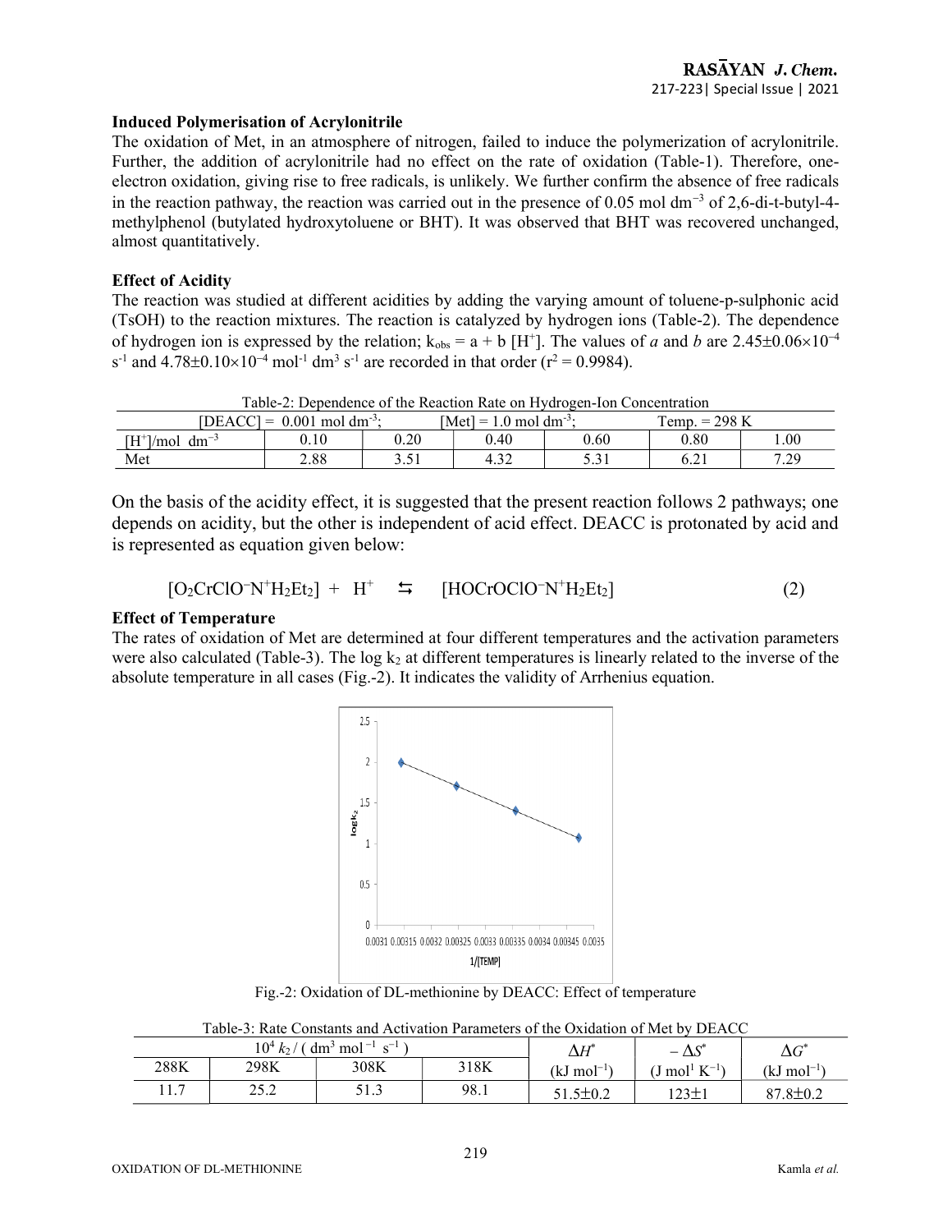### Induced Polymerisation of Acrylonitrile

The oxidation of Met, in an atmosphere of nitrogen, failed to induce the polymerization of acrylonitrile. Further, the addition of acrylonitrile had no effect on the rate of oxidation (Table-1). Therefore, one-electron oxidation, giving rise to free radicals, is unlikely. We further confirm the absence of free radicals in the reaction pathway, the reaction was carried out in the presence of 0.05 mol $dm^{-3}$ of 2,6-di-t-butyl-4-methylphenol (butylated hydroxytoluene or BHT). It was observed that BHT was recovered unchanged, almost quantitatively.

### Effect of Acidity

The reaction was studied at different acidities by adding the varying amount of toluene-p-sulphonic acid (TsOH) to the reaction mixtures. The reaction is catalyzed by hydrogen ions (Table-2). The dependence of hydrogen ion is expressed by the relation; $k_{obs} = a + b\,[H^+]$. The values of *a* and *b* are $2.45 \pm 0.06 \times 10^{-4}$ $s^{-1}$ and $4.78 \pm 0.10 \times 10^{-4}$ $mol^{-1}\ dm^3\ s^{-1}$ are recorded in that order ($r^2 = 0.9984$).

Table-2: Dependence of the Reaction Rate on Hydrogen-Ion Concentration

| [DEACC] = 0.001 mol $dm^{-3}$; | | | [Met] = 1.0 mol $dm^{-3}$; | | Temp. = 298 K | |
|---|---|---|---|---|---|---|
| $[H^+]$/mol $dm^{-3}$ | 0.10 | 0.20 | 0.40 | 0.60 | 0.80 | 1.00 |
| Met | 2.88 | 3.51 | 4.32 | 5.31 | 6.21 | 7.29 |

On the basis of the acidity effect, it is suggested that the present reaction follows 2 pathways; one depends on acidity, but the other is independent of acid effect. DEACC is protonated by acid and is represented as equation given below:

$$[O_2CrClO^-N^+H_2Et_2] + H^+ \leftrightarrows [HOCrOClO^-N^+H_2Et_2] \quad (2)$$

### Effect of Temperature

The rates of oxidation of Met are determined at four different temperatures and the activation parameters were also calculated (Table-3). The log $k_2$ at different temperatures is linearly related to the inverse of the absolute temperature in all cases (Fig.-2). It indicates the validity of Arrhenius equation.

Fig.-2: Oxidation of DL-methionine by DEACC: Effect of temperature

Table-3: Rate Constants and Activation Parameters of the Oxidation of Met by DEACC

| $10^4\ k_2$ / ( $dm^3\ mol^{-1}\ s^{-1}$ ) | | | | $\Delta H^*$ | $-\Delta S^*$ | $\Delta G^*$ |
|---|---|---|---|---|---|---|
| 288K | 298K | 308K | 318K | (kJ $mol^{-1}$) | (J $mol^1\ K^{-1}$) | (kJ $mol^{-1}$) |
| 11.7 | 25.2 | 51.3 | 98.1 | 51.5±0.2 | 123±1 | 87.8±0.2 |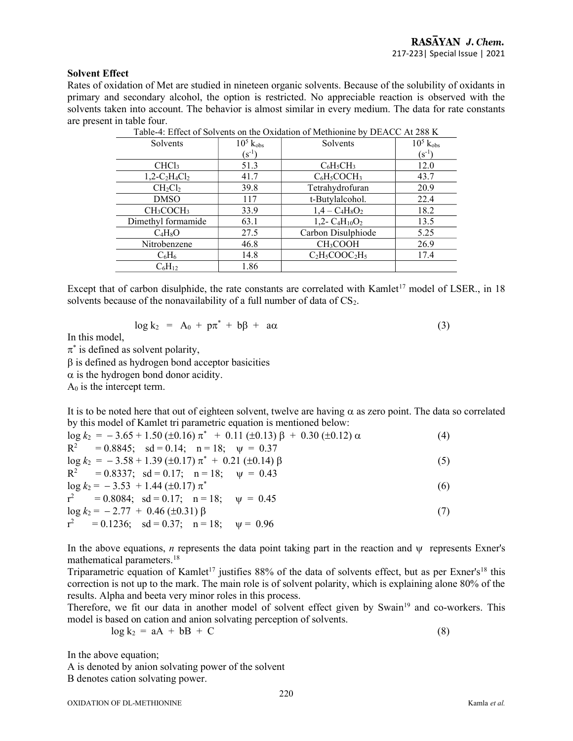### Solvent Effect

Rates of oxidation of Met are studied in nineteen organic solvents. Because of the solubility of oxidants in primary and secondary alcohol, the option is restricted. No appreciable reaction is observed with the solvents taken into account. The behavior is almost similar in every medium. The data for rate constants are present in table four.

Table-4: Effect of Solvents on the Oxidation of Methionine by DEACC At 288 K

| Solvents | $10^5$ $k_{obs}$ ($s^{-1}$) | Solvents | $10^5$ $k_{obs}$ ($s^{-1}$) |
|---|---|---|---|
| $CHCl_3$ | 51.3 | $C_6H_5CH_3$ | 12.0 |
| 1,2-$C_2H_4Cl_2$ | 41.7 | $C_6H_5COCH_3$ | 43.7 |
| $CH_2Cl_2$ | 39.8 | Tetrahydrofuran | 20.9 |
| DMSO | 117 | t-Butylalcohol. | 22.4 |
| $CH_3COCH_3$ | 33.9 | 1,4 – $C_4H_8O_2$ | 18.2 |
| Dimethyl formamide | 63.1 | 1,2- $C_4H_{10}O_2$ | 13.5 |
| $C_4H_8O$ | 27.5 | Carbon Disulphiode | 5.25 |
| Nitrobenzene | 46.8 | $CH_3COOH$ | 26.9 |
| $C_6H_6$ | 14.8 | $C_2H_5COOC_2H_5$ | 17.4 |
| $C_6H_{12}$ | 1.86 | | |

Except that of carbon disulphide, the rate constants are correlated with Kamlet[17] model of LSER., in 18 solvents because of the nonavailability of a full number of data of $CS_2$.

$$\log k_2 = A_0 + p\pi^* + b\beta + a\alpha \tag{3}$$

In this model,

$\pi^*$ is defined as solvent polarity,

$\beta$ is defined as hydrogen bond acceptor basicities

$\alpha$ is the hydrogen bond donor acidity.

$A_0$ is the intercept term.

It is to be noted here that out of eighteen solvent, twelve are having $\alpha$ as zero point. The data so correlated by this model of Kamlet tri parametric equation is mentioned below:

$$\log k_2 = -3.65 + 1.50 (\pm 0.16)\, \pi^* + 0.11 (\pm 0.13)\, \beta + 0.30 (\pm 0.12)\, \alpha \tag{4}$$

$R^2 = 0.8845$; sd = 0.14; n = 18; $\psi = 0.37$

$$\log k_2 = -3.58 + 1.39 (\pm 0.17)\, \pi^* + 0.21 (\pm 0.14)\, \beta \tag{5}$$

$R^2 = 0.8337$; sd = 0.17; n = 18; $\psi = 0.43$

$$\log k_2 = -3.53 + 1.44 (\pm 0.17)\, \pi^* \tag{6}$$

$r^2 = 0.8084$; sd = 0.17; n = 18; $\psi = 0.45$

$$\log k_2 = -2.77 + 0.46 (\pm 0.31)\, \beta \tag{7}$$

$r^2 = 0.1236$; sd = 0.37; n = 18; $\psi = 0.96$

In the above equations, *n* represents the data point taking part in the reaction and $\psi$ represents Exner's mathematical parameters.[18]

Triparametric equation of Kamlet[17] justifies 88% of the data of solvents effect, but as per Exner's[18] this correction is not up to the mark. The main role is of solvent polarity, which is explaining alone 80% of the results. Alpha and beeta very minor roles in this process.

Therefore, we fit our data in another model of solvent effect given by Swain[19] and co-workers. This model is based on cation and anion solvating perception of solvents.

$$\log k_2 = aA + bB + C \tag{8}$$

In the above equation;

A is denoted by anion solvating power of the solvent

B denotes cation solvating power.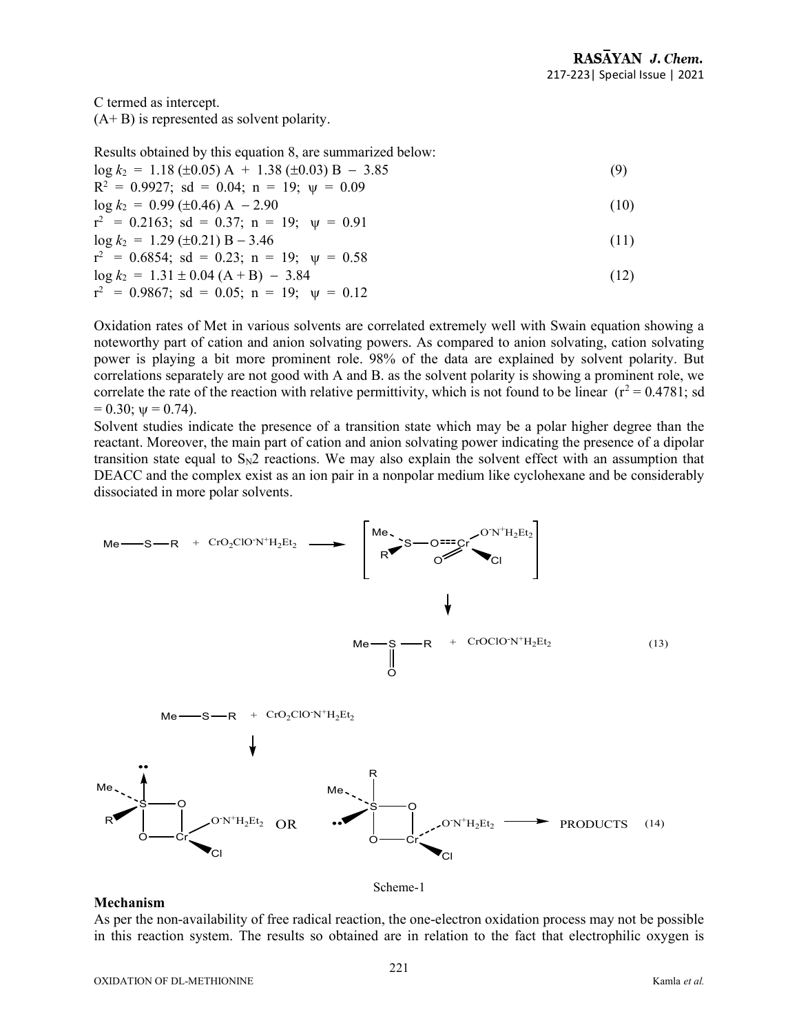C termed as intercept.

(A+ B) is represented as solvent polarity.

Results obtained by this equation 8, are summarized below:

$$\log k_2 = 1.18 (\pm 0.05) A + 1.38 (\pm 0.03) B - 3.85 \quad (9)$$

$R^2 = 0.9927$; sd = 0.04; n = 19; $\psi = 0.09$

$$\log k_2 = 0.99 (\pm 0.46) A - 2.90 \quad (10)$$

$r^2 = 0.2163$; sd = 0.37; n = 19; $\psi = 0.91$

$$\log k_2 = 1.29 (\pm 0.21) B - 3.46 \quad (11)$$

$r^2 = 0.6854$; sd = 0.23; n = 19; $\psi = 0.58$

$$\log k_2 = 1.31 \pm 0.04 (A + B) - 3.84 \quad (12)$$

$r^2 = 0.9867$; sd = 0.05; n = 19; $\psi = 0.12$

Oxidation rates of Met in various solvents are correlated extremely well with Swain equation showing a noteworthy part of cation and anion solvating powers. As compared to anion solvating, cation solvating power is playing a bit more prominent role. 98% of the data are explained by solvent polarity. But correlations separately are not good with A and B. as the solvent polarity is showing a prominent role, we correlate the rate of the reaction with relative permittivity, which is not found to be linear ($r^2 = 0.4781$; sd = 0.30; $\psi = 0.74$).

Solvent studies indicate the presence of a transition state which may be a polar higher degree than the reactant. Moreover, the main part of cation and anion solvating power indicating the presence of a dipolar transition state equal to $S_N2$ reactions. We may also explain the solvent effect with an assumption that DEACC and the complex exist as an ion pair in a nonpolar medium like cyclohexane and be considerably dissociated in more polar solvents.

$$Me-S-R + CrO_2ClO^-N^+H_2Et_2 \longrightarrow [\text{Me(R)S}-O\cdots Cr(=O)(Cl)O^-N^+H_2Et_2] \longrightarrow Me-S(=O)-R + CrOClO^-N^+H_2Et_2 \quad (13)$$

$$Me-S-R + CrO_2ClO^-N^+H_2Et_2 \longrightarrow \text{cyclic intermediate (S-O-Cr-O four-membered ring)} \longrightarrow \text{PRODUCTS} \quad (14)$$

Scheme-1

## Mechanism

As per the non-availability of free radical reaction, the one-electron oxidation process may not be possible in this reaction system. The results so obtained are in relation to the fact that electrophilic oxygen is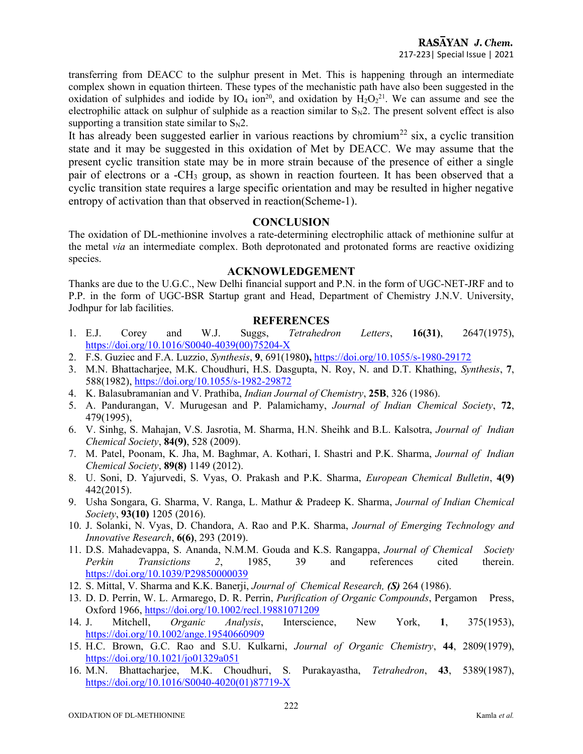transferring from DEACC to the sulphur present in Met. This is happening through an intermediate complex shown in equation thirteen. These types of the mechanistic path have also been suggested in the oxidation of sulphides and iodide by $IO_4$ ion[20], and oxidation by $H_2O_2$[21]. We can assume and see the electrophilic attack on sulphur of sulphide as a reaction similar to $S_N2$. The present solvent effect is also supporting a transition state similar to $S_N2$.

It has already been suggested earlier in various reactions by chromium[22] six, a cyclic transition state and it may be suggested in this oxidation of Met by DEACC. We may assume that the present cyclic transition state may be in more strain because of the presence of either a single pair of electrons or a $-CH_3$ group, as shown in reaction fourteen. It has been observed that a cyclic transition state requires a large specific orientation and may be resulted in higher negative entropy of activation than that observed in reaction(Scheme-1).

## CONCLUSION

The oxidation of DL-methionine involves a rate-determining electrophilic attack of methionine sulfur at the metal *via* an intermediate complex. Both deprotonated and protonated forms are reactive oxidizing species.

## ACKNOWLEDGEMENT

Thanks are due to the U.G.C., New Delhi financial support and P.N. in the form of UGC-NET-JRF and to P.P. in the form of UGC-BSR Startup grant and Head, Department of Chemistry J.N.V. University, Jodhpur for lab facilities.

## REFERENCES

1. E.J. Corey and W.J. Suggs, *Tetrahedron Letters*, **16(31)**, 2647(1975), https://doi.org/10.1016/S0040-4039(00)75204-X
2. F.S. Guziec and F.A. Luzzio, *Synthesis*, **9**, 691(1980**)**, https://doi.org/10.1055/s-1980-29172
3. M.N. Bhattacharjee, M.K. Choudhuri, H.S. Dasgupta, N. Roy, N. and D.T. Khathing, *Synthesis*, **7**, 588(1982), https://doi.org/10.1055/s-1982-29872
4. K. Balasubramanian and V. Prathiba, *Indian Journal of Chemistry*, **25B**, 326 (1986).
5. A. Pandurangan, V. Murugesan and P. Palamichamy, *Journal of Indian Chemical Society*, **72**, 479(1995),
6. V. Sinhg, S. Mahajan, V.S. Jasrotia, M. Sharma, H.N. Sheihk and B.L. Kalsotra, *Journal of Indian Chemical Society*, **84(9)**, 528 (2009).
7. M. Patel, Poonam, K. Jha, M. Baghmar, A. Kothari, I. Shastri and P.K. Sharma, *Journal of Indian Chemical Society*, **89(8)** 1149 (2012).
8. U. Soni, D. Yajurvedi, S. Vyas, O. Prakash and P.K. Sharma, *European Chemical Bulletin*, **4(9)** 442(2015).
9. Usha Songara, G. Sharma, V. Ranga, L. Mathur & Pradeep K. Sharma, *Journal of Indian Chemical Society*, **93(10)** 1205 (2016).
10. J. Solanki, N. Vyas, D. Chandora, A. Rao and P.K. Sharma, *Journal of Emerging Technology and Innovative Research*, **6(6)**, 293 (2019).
11. D.S. Mahadevappa, S. Ananda, N.M.M. Gouda and K.S. Rangappa, *Journal of Chemical Society Perkin Transictions 2*, 1985, 39 and references cited therein. https://doi.org/10.1039/P29850000039
12. S. Mittal, V. Sharma and K.K. Banerji, *Journal of Chemical Research, **(S)*** 264 (1986).
13. D. D. Perrin, W. L. Armarego, D. R. Perrin, *Purification of Organic Compounds*, Pergamon Press, Oxford 1966, https://doi.org/10.1002/recl.19881071209
14. J. Mitchell, *Organic Analysis*, Interscience, New York, **1**, 375(1953), https://doi.org/10.1002/ange.19540660909
15. H.C. Brown, G.C. Rao and S.U. Kulkarni, *Journal of Organic Chemistry*, **44**, 2809(1979), https://doi.org/10.1021/jo01329a051
16. M.N. Bhattacharjee, M.K. Choudhuri, S. Purakayastha, *Tetrahedron*, **43**, 5389(1987), https://doi.org/10.1016/S0040-4020(01)87719-X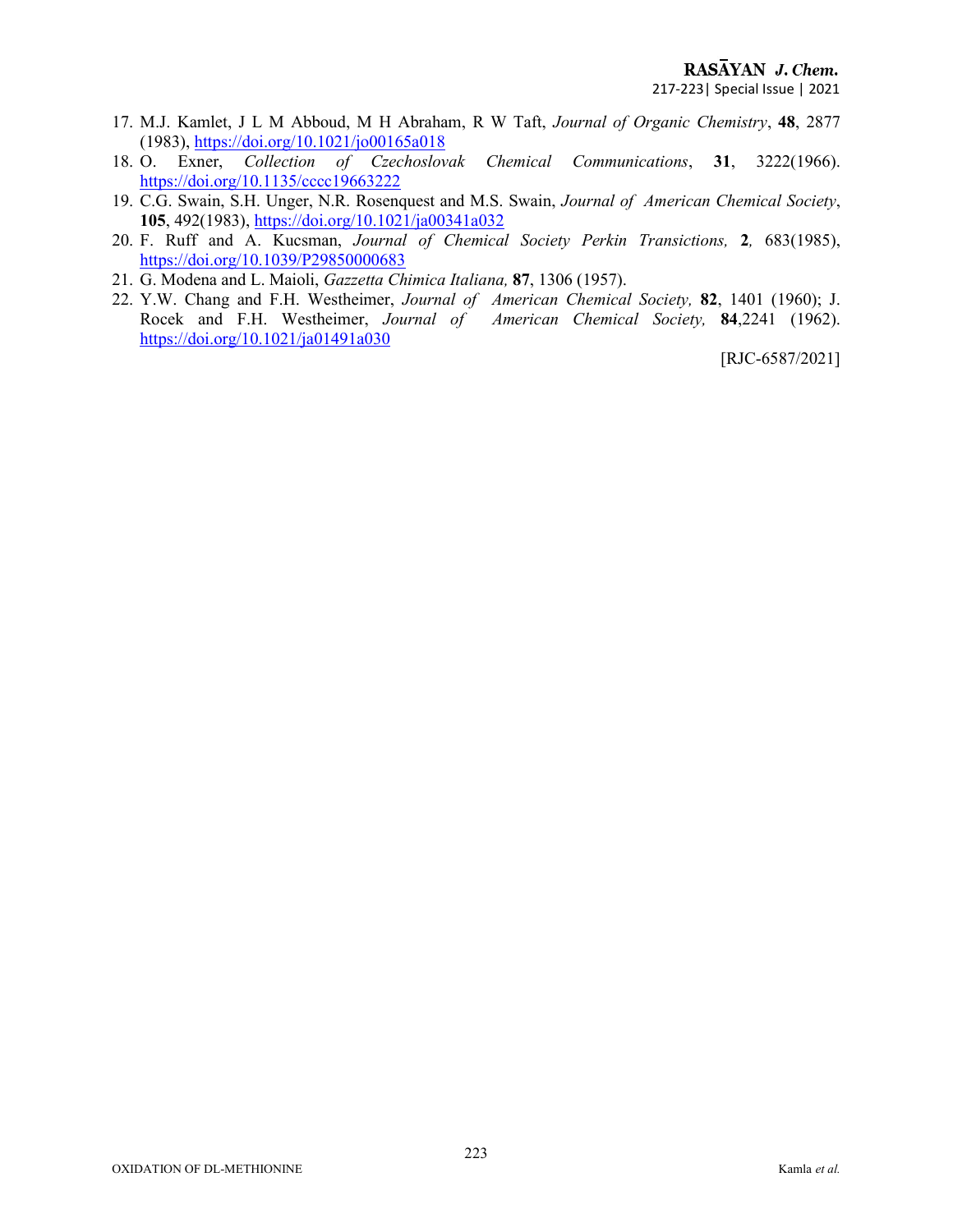17. M.J. Kamlet, J L M Abboud, M H Abraham, R W Taft, *Journal of Organic Chemistry*, **48**, 2877 (1983), https://doi.org/10.1021/jo00165a018
18. O. Exner, *Collection of Czechoslovak Chemical Communications*, **31**, 3222(1966). https://doi.org/10.1135/cccc19663222
19. C.G. Swain, S.H. Unger, N.R. Rosenquest and M.S. Swain, *Journal of American Chemical Society*, **105**, 492(1983), https://doi.org/10.1021/ja00341a032
20. F. Ruff and A. Kucsman, *Journal of Chemical Society Perkin Transictions,* **2**, 683(1985), https://doi.org/10.1039/P29850000683
21. G. Modena and L. Maioli, *Gazzetta Chimica Italiana,* **87**, 1306 (1957).
22. Y.W. Chang and F.H. Westheimer, *Journal of American Chemical Society,* **82**, 1401 (1960); J. Rocek and F.H. Westheimer, *Journal of American Chemical Society,* **84**,2241 (1962). https://doi.org/10.1021/ja01491a030

[RJC-6587/2021]